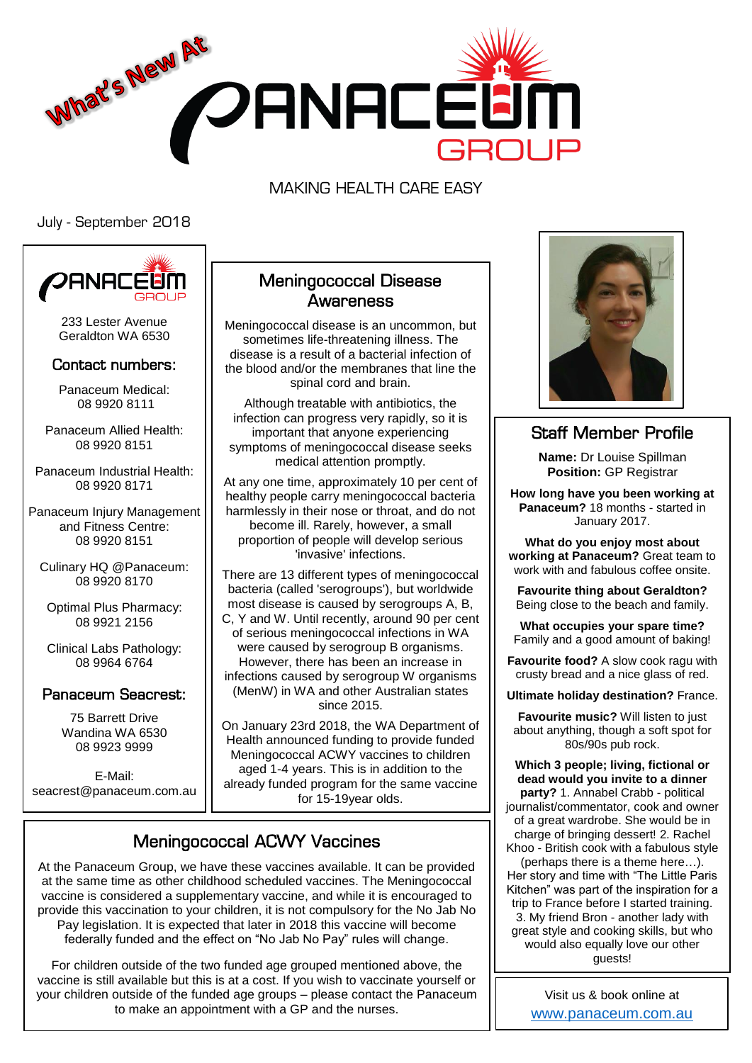What's New At

# PANACEUM GROUP

MAKING HEALTH CARE EASY

July - September 2018

PANACEUM GROUP

233 Lester Avenue
Geraldton WA 6530

### Contact numbers:

Panaceum Medical:
08 9920 8111

Panaceum Allied Health:
08 9920 8151

Panaceum Industrial Health:
08 9920 8171

Panaceum Injury Management and Fitness Centre:
08 9920 8151

Culinary HQ @Panaceum:
08 9920 8170

Optimal Plus Pharmacy:
08 9921 2156

Clinical Labs Pathology:
08 9964 6764

### Panaceum Seacrest:

75 Barrett Drive
Wandina WA 6530
08 9923 9999

E-Mail:
seacrest@panaceum.com.au

## Meningococcal Disease Awareness

Meningococcal disease is an uncommon, but sometimes life-threatening illness. The disease is a result of a bacterial infection of the blood and/or the membranes that line the spinal cord and brain.

Although treatable with antibiotics, the infection can progress very rapidly, so it is important that anyone experiencing symptoms of meningococcal disease seeks medical attention promptly.

At any one time, approximately 10 per cent of healthy people carry meningococcal bacteria harmlessly in their nose or throat, and do not become ill. Rarely, however, a small proportion of people will develop serious 'invasive' infections.

There are 13 different types of meningococcal bacteria (called 'serogroups'), but worldwide most disease is caused by serogroups A, B, C, Y and W. Until recently, around 90 per cent of serious meningococcal infections in WA were caused by serogroup B organisms. However, there has been an increase in infections caused by serogroup W organisms (MenW) in WA and other Australian states since 2015.

On January 23rd 2018, the WA Department of Health announced funding to provide funded Meningococcal ACWY vaccines to children aged 1-4 years. This is in addition to the already funded program for the same vaccine for 15-19year olds.

## Meningococcal ACWY Vaccines

At the Panaceum Group, we have these vaccines available. It can be provided at the same time as other childhood scheduled vaccines. The Meningococcal vaccine is considered a supplementary vaccine, and while it is encouraged to provide this vaccination to your children, it is not compulsory for the No Jab No Pay legislation. It is expected that later in 2018 this vaccine will become federally funded and the effect on "No Jab No Pay" rules will change.

For children outside of the two funded age grouped mentioned above, the vaccine is still available but this is at a cost. If you wish to vaccinate yourself or your children outside of the funded age groups – please contact the Panaceum to make an appointment with a GP and the nurses.

## Staff Member Profile

**Name:** Dr Louise Spillman
**Position:** GP Registrar

**How long have you been working at Panaceum?** 18 months - started in January 2017.

**What do you enjoy most about working at Panaceum?** Great team to work with and fabulous coffee onsite.

**Favourite thing about Geraldton?** Being close to the beach and family.

**What occupies your spare time?** Family and a good amount of baking!

**Favourite food?** A slow cook ragu with crusty bread and a nice glass of red.

**Ultimate holiday destination?** France.

**Favourite music?** Will listen to just about anything, though a soft spot for 80s/90s pub rock.

**Which 3 people; living, fictional or dead would you invite to a dinner party?** 1. Annabel Crabb - political journalist/commentator, cook and owner of a great wardrobe. She would be in charge of bringing dessert! 2. Rachel Khoo - British cook with a fabulous style (perhaps there is a theme here…). Her story and time with "The Little Paris Kitchen" was part of the inspiration for a trip to France before I started training. 3. My friend Bron - another lady with great style and cooking skills, but who would also equally love our other guests!

Visit us & book online at
www.panaceum.com.au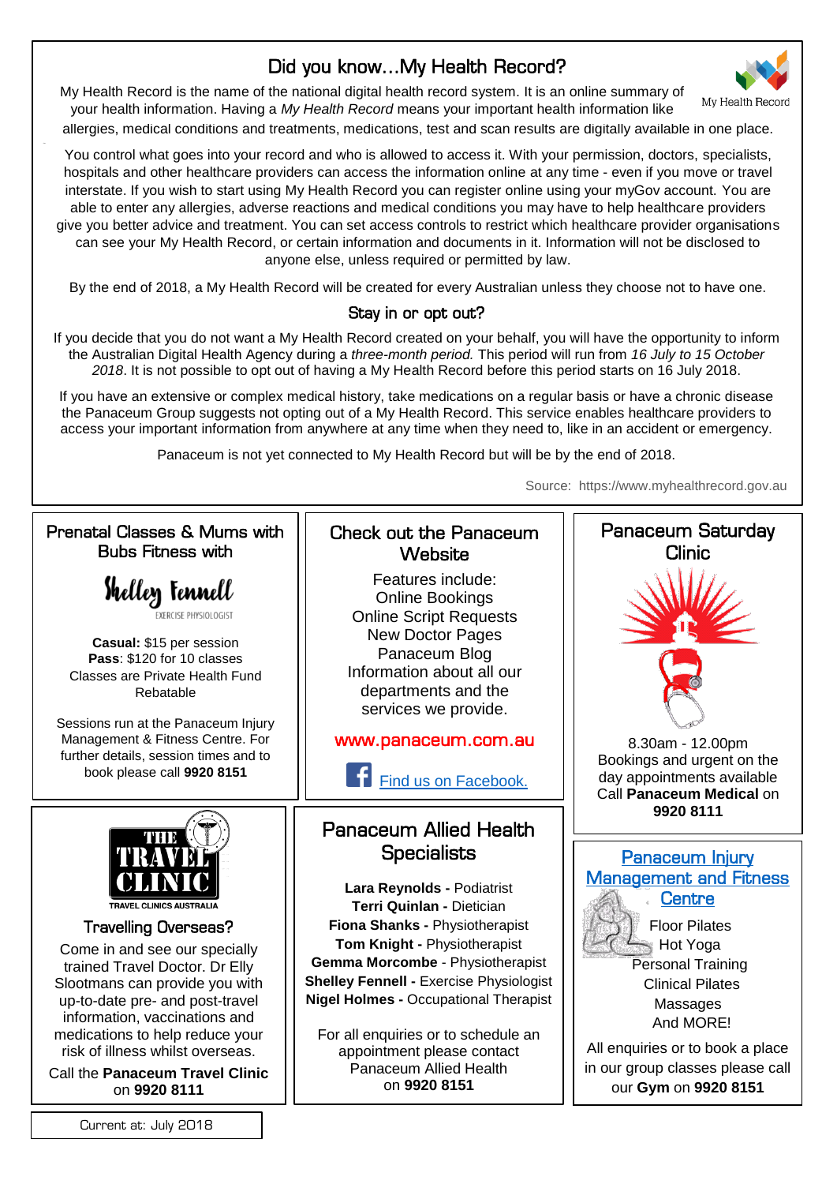## Did you know...My Health Record?

My Health Record

My Health Record is the name of the national digital health record system. It is an online summary of your health information. Having a *My Health Record* means your important health information like allergies, medical conditions and treatments, medications, test and scan results are digitally available in one place.

You control what goes into your record and who is allowed to access it. With your permission, doctors, specialists, hospitals and other healthcare providers can access the information online at any time - even if you move or travel interstate. If you wish to start using My Health Record you can register online using your myGov account. You are able to enter any allergies, adverse reactions and medical conditions you may have to help healthcare providers give you better advice and treatment. You can set access controls to restrict which healthcare provider organisations can see your My Health Record, or certain information and documents in it. Information will not be disclosed to anyone else, unless required or permitted by law.

By the end of 2018, a My Health Record will be created for every Australian unless they choose not to have one.

### Stay in or opt out?

If you decide that you do not want a My Health Record created on your behalf, you will have the opportunity to inform the Australian Digital Health Agency during a *three-month period.* This period will run from *16 July to 15 October 2018*. It is not possible to opt out of having a My Health Record before this period starts on 16 July 2018.

If you have an extensive or complex medical history, take medications on a regular basis or have a chronic disease the Panaceum Group suggests not opting out of a My Health Record. This service enables healthcare providers to access your important information from anywhere at any time when they need to, like in an accident or emergency.

Panaceum is not yet connected to My Health Record but will be by the end of 2018.

Source: https://www.myhealthrecord.gov.au

## Prenatal Classes & Mums with Bubs Fitness with

Shelley Fennell
EXERCISE PHYSIOLOGIST

**Casual:** $15 per session
**Pass**: $120 for 10 classes
Classes are Private Health Fund Rebatable

Sessions run at the Panaceum Injury Management & Fitness Centre. For further details, session times and to book please call **9920 8151**

## Check out the Panaceum Website

Features include:
Online Bookings
Online Script Requests
New Doctor Pages
Panaceum Blog
Information about all our departments and the services we provide.

www.panaceum.com.au

Find us on Facebook.

## Panaceum Saturday Clinic

8.30am - 12.00pm
Bookings and urgent on the day appointments available
Call **Panaceum Medical** on **9920 8111**

THE TRAVEL CLINIC
TRAVEL CLINICS AUSTRALIA

## Travelling Overseas?

Come in and see our specially trained Travel Doctor. Dr Elly Slootmans can provide you with up-to-date pre- and post-travel information, vaccinations and medications to help reduce your risk of illness whilst overseas.

Call the **Panaceum Travel Clinic** on **9920 8111**

## Panaceum Allied Health Specialists

**Lara Reynolds -** Podiatrist
**Terri Quinlan -** Dietician
**Fiona Shanks -** Physiotherapist
**Tom Knight -** Physiotherapist
**Gemma Morcombe** - Physiotherapist
**Shelley Fennell -** Exercise Physiologist
**Nigel Holmes -** Occupational Therapist

For all enquiries or to schedule an appointment please contact Panaceum Allied Health on **9920 8151**

## Panaceum Injury Management and Fitness Centre

Floor Pilates
Hot Yoga
Personal Training
Clinical Pilates
Massages
And MORE!

All enquiries or to book a place in our group classes please call our **Gym** on **9920 8151**

Current at: July 2018